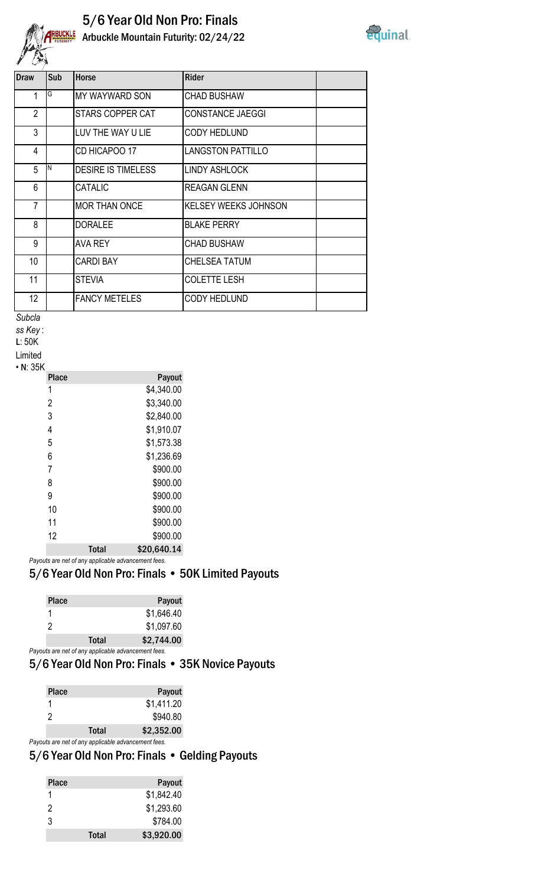# 5/6 Year Old Non Pro: Finals

## Arbuckle Mountain Futurity: 02/24/22

| Draw | Sub | Horse | Rider | |
|---|---|---|---|---|
| 1 | G | MY WAYWARD SON | CHAD BUSHAW | |
| 2 | | STARS COPPER CAT | CONSTANCE JAEGGI | |
| 3 | | LUV THE WAY U LIE | CODY HEDLUND | |
| 4 | | CD HICAPOO 17 | LANGSTON PATTILLO | |
| 5 | N | DESIRE IS TIMELESS | LINDY ASHLOCK | |
| 6 | | CATALIC | REAGAN GLENN | |
| 7 | | MOR THAN ONCE | KELSEY WEEKS JOHNSON | |
| 8 | | DORALEE | BLAKE PERRY | |
| 9 | | AVA REY | CHAD BUSHAW | |
| 10 | | CARDI BAY | CHELSEA TATUM | |
| 11 | | STEVIA | COLETTE LESH | |
| 12 | | FANCY METELES | CODY HEDLUND | |

*Subclass Key*: **L**: 50K Limited • **N**: 35K

| Place | | Payout |
|---|---|---|
| 1 | | $4,340.00 |
| 2 | | $3,340.00 |
| 3 | | $2,840.00 |
| 4 | | $1,910.07 |
| 5 | | $1,573.38 |
| 6 | | $1,236.69 |
| 7 | | $900.00 |
| 8 | | $900.00 |
| 9 | | $900.00 |
| 10 | | $900.00 |
| 11 | | $900.00 |
| 12 | | $900.00 |
| | Total | $20,640.14 |

*Payouts are net of any applicable advancement fees.*

## 5/6 Year Old Non Pro: Finals • 50K Limited Payouts

| Place | | Payout |
|---|---|---|
| 1 | | $1,646.40 |
| 2 | | $1,097.60 |
| | Total | $2,744.00 |

*Payouts are net of any applicable advancement fees.*

## 5/6 Year Old Non Pro: Finals • 35K Novice Payouts

| Place | | Payout |
|---|---|---|
| 1 | | $1,411.20 |
| 2 | | $940.80 |
| | Total | $2,352.00 |

*Payouts are net of any applicable advancement fees.*

## 5/6 Year Old Non Pro: Finals • Gelding Payouts

| Place | | Payout |
|---|---|---|
| 1 | | $1,842.40 |
| 2 | | $1,293.60 |
| 3 | | $784.00 |
| | Total | $3,920.00 |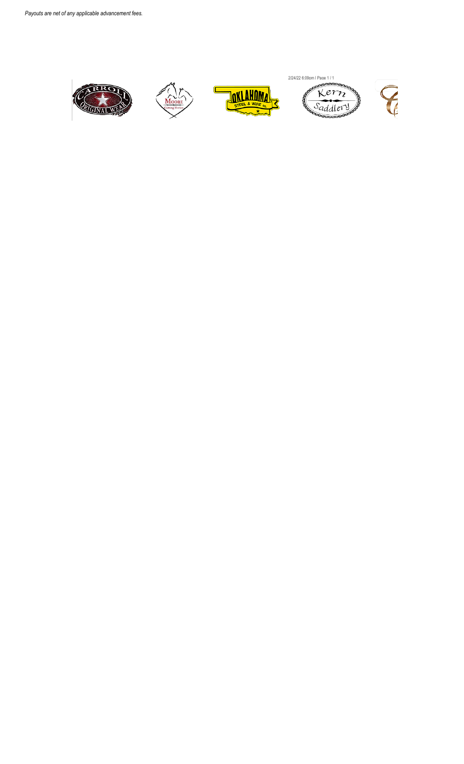*Payouts are net of any applicable advancement fees.*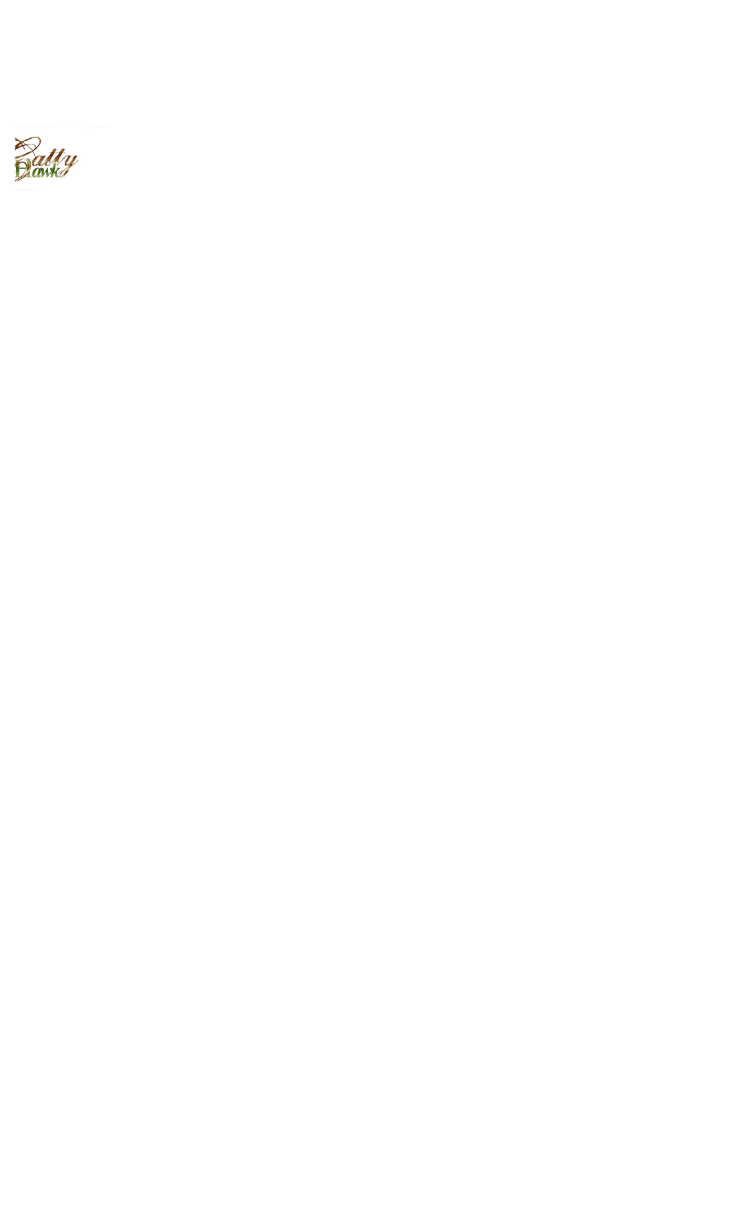Sally Hawk